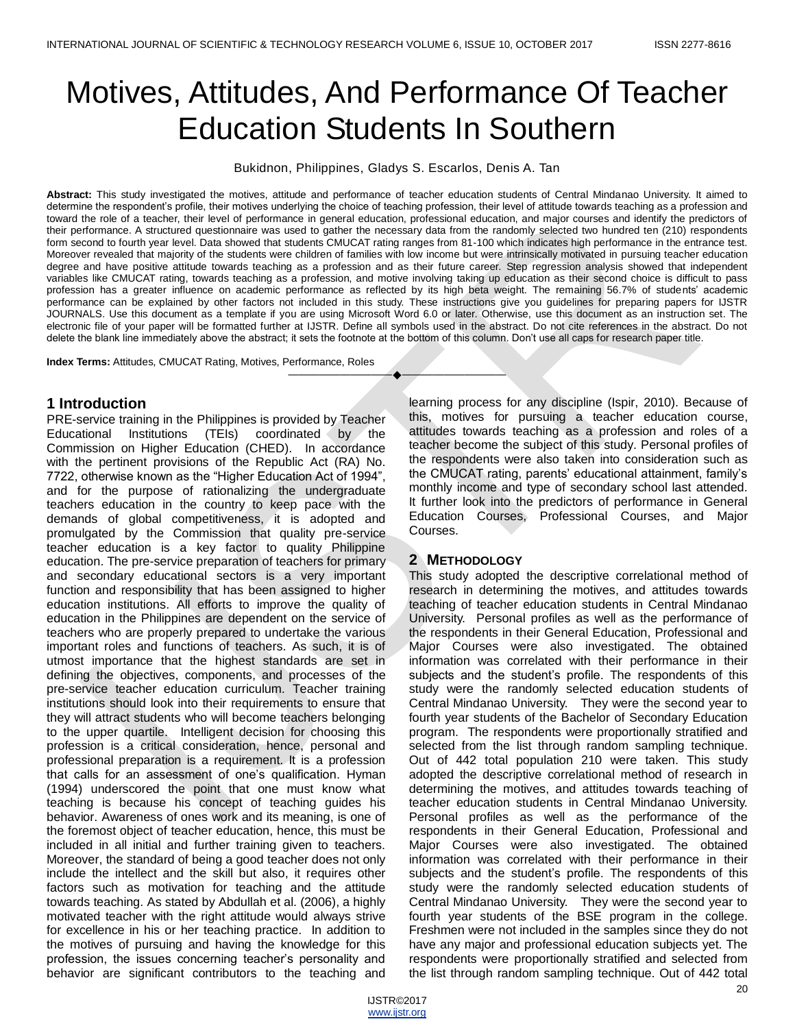# Motives, Attitudes, And Performance Of Teacher Education Students In Southern

Bukidnon, Philippines, Gladys S. Escarlos, Denis A. Tan

**Abstract:** This study investigated the motives, attitude and performance of teacher education students of Central Mindanao University. It aimed to determine the respondent's profile, their motives underlying the choice of teaching profession, their level of attitude towards teaching as a profession and toward the role of a teacher, their level of performance in general education, professional education, and major courses and identify the predictors of their performance. A structured questionnaire was used to gather the necessary data from the randomly selected two hundred ten (210) respondents form second to fourth year level. Data showed that students CMUCAT rating ranges from 81-100 which indicates high performance in the entrance test. Moreover revealed that majority of the students were children of families with low income but were intrinsically motivated in pursuing teacher education degree and have positive attitude towards teaching as a profession and as their future career. Step regression analysis showed that independent variables like CMUCAT rating, towards teaching as a profession, and motive involving taking up education as their second choice is difficult to pass profession has a greater influence on academic performance as reflected by its high beta weight. The remaining 56.7% of students' academic performance can be explained by other factors not included in this study. These instructions give you guidelines for preparing papers for IJSTR JOURNALS. Use this document as a template if you are using Microsoft Word 6.0 or later. Otherwise, use this document as an instruction set. The electronic file of your paper will be formatted further at IJSTR. Define all symbols used in the abstract. Do not cite references in the abstract. Do not delete the blank line immediately above the abstract; it sets the footnote at the bottom of this column. Don't use all caps for research paper title.

**Index Terms:** Attitudes, CMUCAT Rating, Motives, Performance, Roles

---

## 1 Introduction

PRE-service training in the Philippines is provided by Teacher Educational Institutions (TEIs) coordinated by the Commission on Higher Education (CHED). In accordance with the pertinent provisions of the Republic Act (RA) No. 7722, otherwise known as the "Higher Education Act of 1994", and for the purpose of rationalizing the undergraduate teachers education in the country to keep pace with the demands of global competitiveness, it is adopted and promulgated by the Commission that quality pre-service teacher education is a key factor to quality Philippine education. The pre-service preparation of teachers for primary and secondary educational sectors is a very important function and responsibility that has been assigned to higher education institutions. All efforts to improve the quality of education in the Philippines are dependent on the service of teachers who are properly prepared to undertake the various important roles and functions of teachers. As such, it is of utmost importance that the highest standards are set in defining the objectives, components, and processes of the pre-service teacher education curriculum. Teacher training institutions should look into their requirements to ensure that they will attract students who will become teachers belonging to the upper quartile. Intelligent decision for choosing this profession is a critical consideration, hence, personal and professional preparation is a requirement. It is a profession that calls for an assessment of one's qualification. Hyman (1994) underscored the point that one must know what teaching is because his concept of teaching guides his behavior. Awareness of ones work and its meaning, is one of the foremost object of teacher education, hence, this must be included in all initial and further training given to teachers. Moreover, the standard of being a good teacher does not only include the intellect and the skill but also, it requires other factors such as motivation for teaching and the attitude towards teaching. As stated by Abdullah et al. (2006), a highly motivated teacher with the right attitude would always strive for excellence in his or her teaching practice. In addition to the motives of pursuing and having the knowledge for this profession, the issues concerning teacher's personality and behavior are significant contributors to the teaching and learning process for any discipline (Ispir, 2010). Because of this, motives for pursuing a teacher education course, attitudes towards teaching as a profession and roles of a teacher become the subject of this study. Personal profiles of the respondents were also taken into consideration such as the CMUCAT rating, parents' educational attainment, family's monthly income and type of secondary school last attended. It further look into the predictors of performance in General Education Courses, Professional Courses, and Major Courses.

## 2 Methodology

This study adopted the descriptive correlational method of research in determining the motives, and attitudes towards teaching of teacher education students in Central Mindanao University. Personal profiles as well as the performance of the respondents in their General Education, Professional and Major Courses were also investigated. The obtained information was correlated with their performance in their subjects and the student's profile. The respondents of this study were the randomly selected education students of Central Mindanao University. They were the second year to fourth year students of the Bachelor of Secondary Education program. The respondents were proportionally stratified and selected from the list through random sampling technique. Out of 442 total population 210 were taken. This study adopted the descriptive correlational method of research in determining the motives, and attitudes towards teaching of teacher education students in Central Mindanao University. Personal profiles as well as the performance of the respondents in their General Education, Professional and Major Courses were also investigated. The obtained information was correlated with their performance in their subjects and the student's profile. The respondents of this study were the randomly selected education students of Central Mindanao University. They were the second year to fourth year students of the BSE program in the college. Freshmen were not included in the samples since they do not have any major and professional education subjects yet. The respondents were proportionally stratified and selected from the list through random sampling technique. Out of 442 total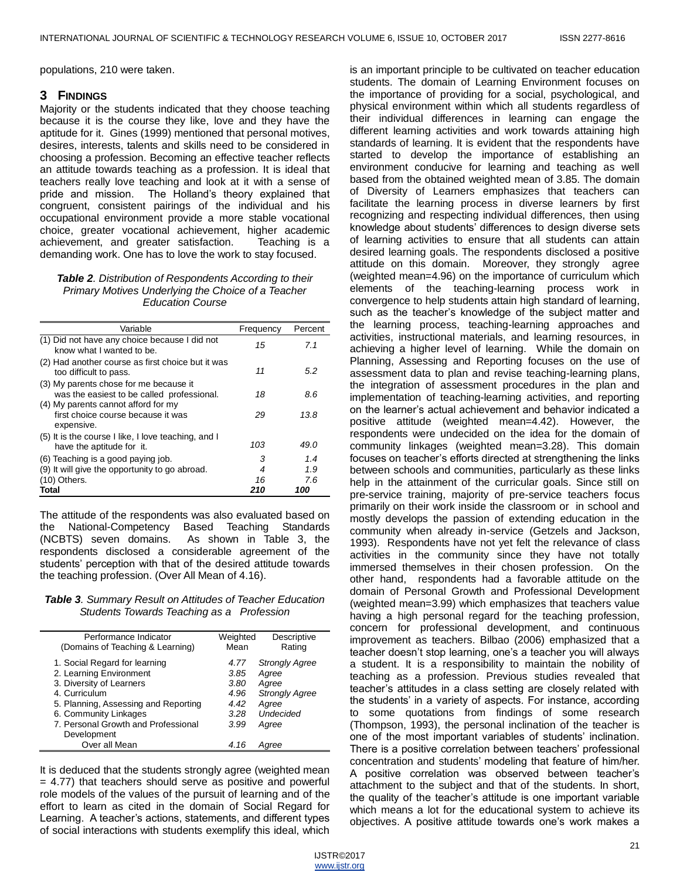populations, 210 were taken.

## 3 Findings

Majority or the students indicated that they choose teaching because it is the course they like, love and they have the aptitude for it. Gines (1999) mentioned that personal motives, desires, interests, talents and skills need to be considered in choosing a profession. Becoming an effective teacher reflects an attitude towards teaching as a profession. It is ideal that teachers really love teaching and look at it with a sense of pride and mission. The Holland's theory explained that congruent, consistent pairings of the individual and his occupational environment provide a more stable vocational choice, greater vocational achievement, higher academic achievement, and greater satisfaction. Teaching is a demanding work. One has to love the work to stay focused.

***Table 2**. Distribution of Respondents According to their Primary Motives Underlying the Choice of a Teacher Education Course*

| Variable | Frequency | Percent |
|---|---|---|
| (1) Did not have any choice because I did not know what I wanted to be. | *15* | *7.1* |
| (2) Had another course as first choice but it was too difficult to pass. | *11* | *5.2* |
| (3) My parents chose for me because it was the easiest to be called professional. | *18* | *8.6* |
| (4) My parents cannot afford for my first choice course because it was expensive. | *29* | *13.8* |
| (5) It is the course I like, I love teaching, and I have the aptitude for it. | *103* | *49.0* |
| (6) Teaching is a good paying job. | *3* | *1.4* |
| (9) It will give the opportunity to go abroad. | *4* | *1.9* |
| (10) Others. | *16* | *7.6* |
| **Total** | ***210*** | ***100*** |

The attitude of the respondents was also evaluated based on the National-Competency Based Teaching Standards (NCBTS) seven domains. As shown in Table 3, the respondents disclosed a considerable agreement of the students' perception with that of the desired attitude towards the teaching profession. (Over All Mean of 4.16).

***Table 3**. Summary Result on Attitudes of Teacher Education Students Towards Teaching as a Profession*

| Performance Indicator (Domains of Teaching & Learning) | Weighted Mean | Descriptive Rating |
|---|---|---|
| 1. Social Regard for learning | *4.77* | *Strongly Agree* |
| 2. Learning Environment | *3.85* | *Agree* |
| 3. Diversity of Learners | *3.80* | *Agree* |
| 4. Curriculum | *4.96* | *Strongly Agree* |
| 5. Planning, Assessing and Reporting | *4.42* | *Agree* |
| 6. Community Linkages | *3.28* | *Undecided* |
| 7. Personal Growth and Professional Development | *3.99* | *Agree* |
| Over all Mean | *4.16* | *Agree* |

It is deduced that the students strongly agree (weighted mean = 4.77) that teachers should serve as positive and powerful role models of the values of the pursuit of learning and of the effort to learn as cited in the domain of Social Regard for Learning. A teacher's actions, statements, and different types of social interactions with students exemplify this ideal, which is an important principle to be cultivated on teacher education students. The domain of Learning Environment focuses on the importance of providing for a social, psychological, and physical environment within which all students regardless of their individual differences in learning can engage the different learning activities and work towards attaining high standards of learning. It is evident that the respondents have started to develop the importance of establishing an environment conducive for learning and teaching as well based from the obtained weighted mean of 3.85. The domain of Diversity of Learners emphasizes that teachers can facilitate the learning process in diverse learners by first recognizing and respecting individual differences, then using knowledge about students' differences to design diverse sets of learning activities to ensure that all students can attain desired learning goals. The respondents disclosed a positive attitude on this domain. Moreover, they strongly agree (weighted mean=4.96) on the importance of curriculum which elements of the teaching-learning process work in convergence to help students attain high standard of learning, such as the teacher's knowledge of the subject matter and the learning process, teaching-learning approaches and activities, instructional materials, and learning resources, in achieving a higher level of learning. While the domain on Planning, Assessing and Reporting focuses on the use of assessment data to plan and revise teaching-learning plans, the integration of assessment procedures in the plan and implementation of teaching-learning activities, and reporting on the learner's actual achievement and behavior indicated a positive attitude (weighted mean=4.42). However, the respondents were undecided on the idea for the domain of community linkages (weighted mean=3.28). This domain focuses on teacher's efforts directed at strengthening the links between schools and communities, particularly as these links help in the attainment of the curricular goals. Since still on pre-service training, majority of pre-service teachers focus primarily on their work inside the classroom or in school and mostly develops the passion of extending education in the community when already in-service (Getzels and Jackson, 1993). Respondents have not yet felt the relevance of class activities in the community since they have not totally immersed themselves in their chosen profession. On the other hand, respondents had a favorable attitude on the domain of Personal Growth and Professional Development (weighted mean=3.99) which emphasizes that teachers value having a high personal regard for the teaching profession, concern for professional development, and continuous improvement as teachers. Bilbao (2006) emphasized that a teacher doesn't stop learning, one's a teacher you will always a student. It is a responsibility to maintain the nobility of teaching as a profession. Previous studies revealed that teacher's attitudes in a class setting are closely related with the students' in a variety of aspects. For instance, according to some quotations from findings of some research (Thompson, 1993), the personal inclination of the teacher is one of the most important variables of students' inclination. There is a positive correlation between teachers' professional concentration and students' modeling that feature of him/her. A positive correlation was observed between teacher's attachment to the subject and that of the students. In short, the quality of the teacher's attitude is one important variable which means a lot for the educational system to achieve its objectives. A positive attitude towards one's work makes a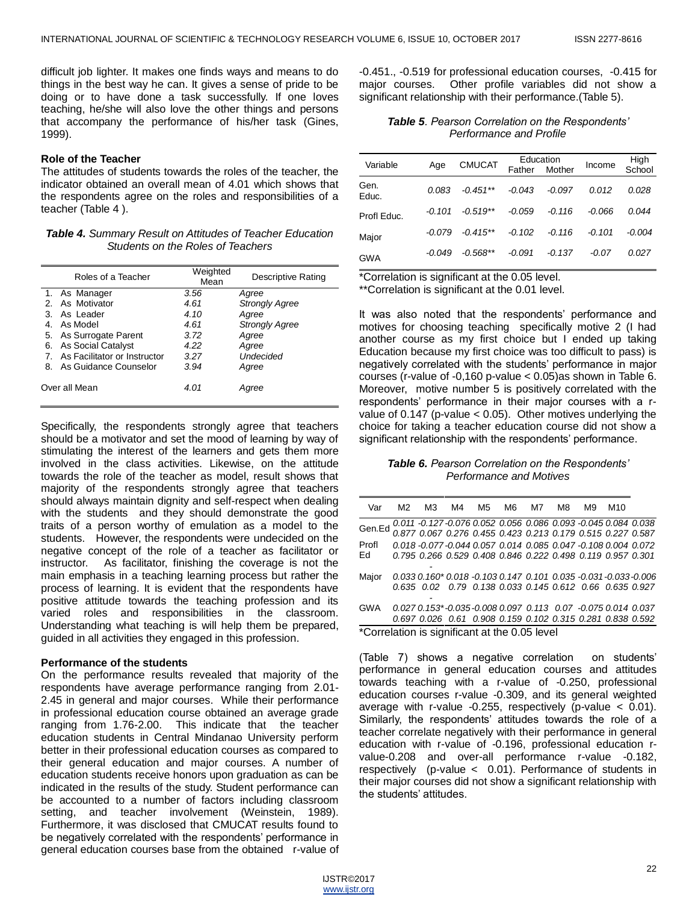difficult job lighter. It makes one finds ways and means to do things in the best way he can. It gives a sense of pride to be doing or to have done a task successfully. If one loves teaching, he/she will also love the other things and persons that accompany the performance of his/her task (Gines, 1999).

### Role of the Teacher

The attitudes of students towards the roles of the teacher, the indicator obtained an overall mean of 4.01 which shows that the respondents agree on the roles and responsibilities of a teacher (Table 4 ).

***Table 4.*** *Summary Result on Attitudes of Teacher Education Students on the Roles of Teachers*

| Roles of a Teacher | Weighted Mean | Descriptive Rating |
|---|---|---|
| 1. As Manager | *3.56* | *Agree* |
| 2. As Motivator | *4.61* | *Strongly Agree* |
| 3. As Leader | *4.10* | *Agree* |
| 4. As Model | *4.61* | *Strongly Agree* |
| 5. As Surrogate Parent | *3.72* | *Agree* |
| 6. As Social Catalyst | *4.22* | *Agree* |
| 7. As Facilitator or Instructor | *3.27* | *Undecided* |
| 8. As Guidance Counselor | *3.94* | *Agree* |
| Over all Mean | *4.01* | *Agree* |

Specifically, the respondents strongly agree that teachers should be a motivator and set the mood of learning by way of stimulating the interest of the learners and gets them more involved in the class activities. Likewise, on the attitude towards the role of the teacher as model, result shows that majority of the respondents strongly agree that teachers should always maintain dignity and self-respect when dealing with the students and they should demonstrate the good traits of a person worthy of emulation as a model to the students. However, the respondents were undecided on the negative concept of the role of a teacher as facilitator or instructor. As facilitator, finishing the coverage is not the main emphasis in a teaching learning process but rather the process of learning. It is evident that the respondents have positive attitude towards the teaching profession and its varied roles and responsibilities in the classroom. Understanding what teaching is will help them be prepared, guided in all activities they engaged in this profession.

### Performance of the students

On the performance results revealed that majority of the respondents have average performance ranging from 2.01-2.45 in general and major courses. While their performance in professional education course obtained an average grade ranging from 1.76-2.00. This indicate that the teacher education students in Central Mindanao University perform better in their professional education courses as compared to their general education and major courses. A number of education students receive honors upon graduation as can be indicated in the results of the study. Student performance can be accounted to a number of factors including classroom setting, and teacher involvement (Weinstein, 1989). Furthermore, it was disclosed that CMUCAT results found to be negatively correlated with the respondents' performance in general education courses base from the obtained r-value of -0.451., -0.519 for professional education courses, -0.415 for major courses. Other profile variables did not show a significant relationship with their performance.(Table 5).

***Table 5**. Pearson Correlation on the Respondents' Performance and Profile*

| Variable | Age | CMUCAT | Education | | Income | High School |
|---|---|---|---|---|---|---|
| | | | Father | Mother | | |
| Gen. Educ. | *0.083* | *-0.451*** | *-0.043* | *-0.097* | *0.012* | *0.028* |
| Profl Educ. | *-0.101* | *-0.519*** | *-0.059* | *-0.116* | *-0.066* | *0.044* |
| Major | *-0.079* | *-0.415*** | *-0.102* | *-0.116* | *-0.101* | *-0.004* |
| GWA | *-0.049* | *-0.568*** | *-0.091* | *-0.137* | *-0.07* | *0.027* |

*Correlation is significant at the 0.05 level.
**Correlation is significant at the 0.01 level.

It was also noted that the respondents' performance and motives for choosing teaching specifically motive 2 (I had another course as my first choice but I ended up taking Education because my first choice was too difficult to pass) is negatively correlated with the students' performance in major courses (r-value of -0,160 p-value < 0.05)as shown in Table 6. Moreover, motive number 5 is positively correlated with the respondents' performance in their major courses with a r-value of 0.147 (p-value < 0.05). Other motives underlying the choice for taking a teacher education course did not show a significant relationship with the respondents' performance.

***Table 6.*** *Pearson Correlation on the Respondents' Performance and Motives*

| Var | M2 | M3 | M4 | M5 | M6 | M7 | M8 | M9 | M10 | |
|---|---|---|---|---|---|---|---|---|---|---|
| Gen.Ed | *0.011* | *-0.127* | *-0.076* | *0.052* | *0.056* | *0.086* | *0.093* | *-0.045* | *0.084* | *0.038* |
| | *0.877* | *0.067* | *0.276* | *0.455* | *0.423* | *0.213* | *0.179* | *0.515* | *0.227* | *0.587* |
| Profl Ed | *0.018* | *-0.077* | *-0.044* | *0.057* | *0.014* | *0.085* | *0.047* | *-0.108* | *0.004* | *0.072* |
| | *0.795* | *0.266* | *0.529* | *0.408* | *0.846* | *0.222* | *0.498* | *0.119* | *0.957* | *0.301* |
| Major | *0.033* | *-0.160** | *0.018* | *-0.103* | *0.147* | *0.101* | *0.035* | *-0.031* | *-0.033* | *-0.006* |
| | *0.635* | *0.02* | *0.79* | *0.138* | *0.033* | *0.145* | *0.612* | *0.66* | *0.635* | *0.927* |
| GWA | *0.027* | *-0.153** | *-0.035* | *-0.008* | *0.097* | *0.113* | *0.07* | *-0.075* | *0.014* | *0.037* |
| | *0.697* | *0.026* | *0.61* | *0.908* | *0.159* | *0.102* | *0.315* | *0.281* | *0.838* | *0.592* |

*Correlation is significant at the 0.05 level

(Table 7) shows a negative correlation on students' performance in general education courses and attitudes towards teaching with a r-value of -0.250, professional education courses r-value -0.309, and its general weighted average with r-value -0.255, respectively (p-value < 0.01). Similarly, the respondents' attitudes towards the role of a teacher correlate negatively with their performance in general education with r-value of -0.196, professional education r-value-0.208 and over-all performance r-value -0.182, respectively (p-value < 0.01). Performance of students in their major courses did not show a significant relationship with the students' attitudes.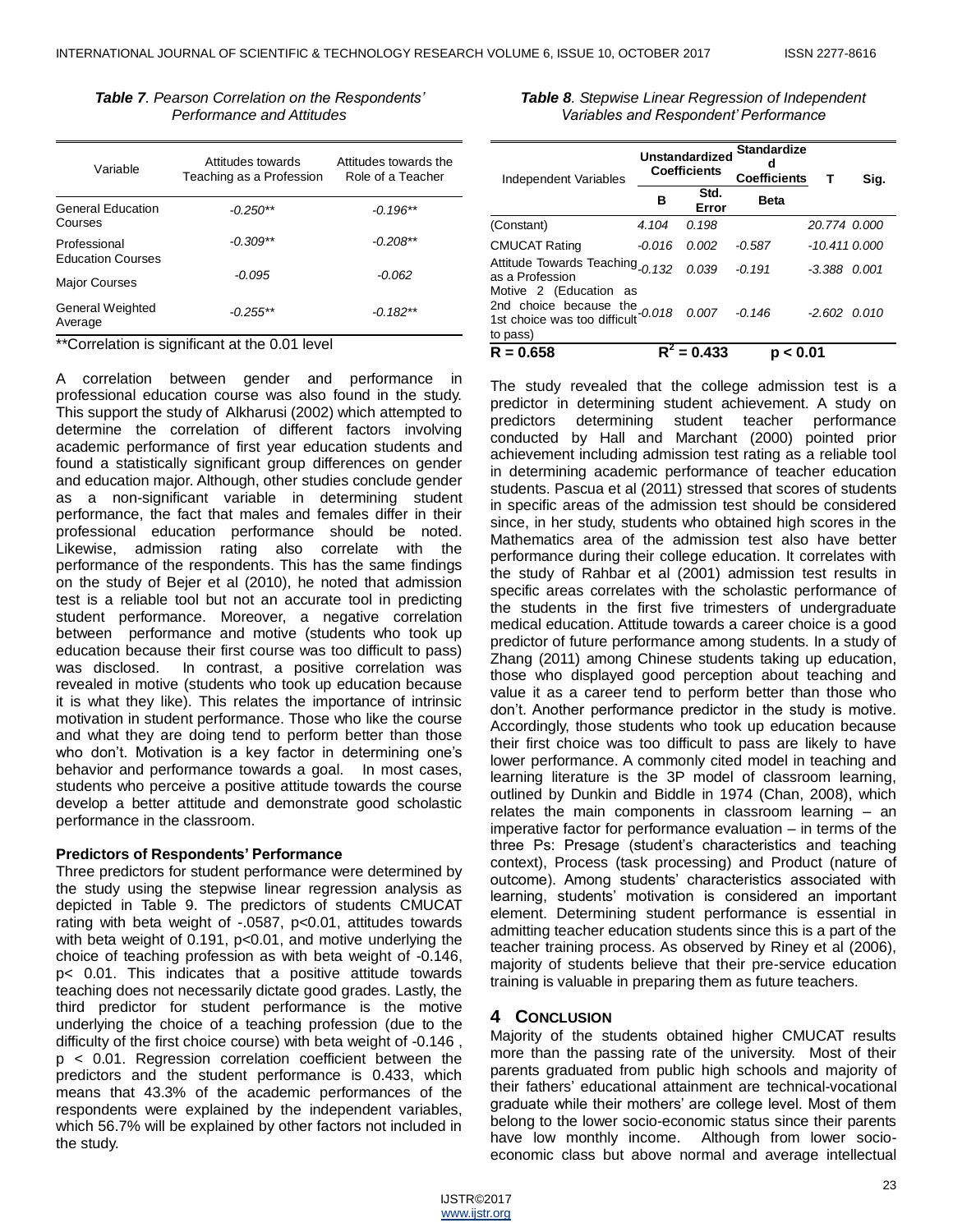*Table 7. Pearson Correlation on the Respondents' Performance and Attitudes*

| Variable | Attitudes towards Teaching as a Profession | Attitudes towards the Role of a Teacher |
|---|---|---|
| General Education Courses | *-0.250*** | *-0.196*** |
| Professional Education Courses | *-0.309*** | *-0.208*** |
| Major Courses | *-0.095* | *-0.062* |
| General Weighted Average | *-0.255*** | *-0.182*** |

**Correlation is significant at the 0.01 level

A correlation between gender and performance in professional education course was also found in the study. This support the study of Alkharusi (2002) which attempted to determine the correlation of different factors involving academic performance of first year education students and found a statistically significant group differences on gender and education major. Although, other studies conclude gender as a non-significant variable in determining student performance, the fact that males and females differ in their professional education performance should be noted. Likewise, admission rating also correlate with the performance of the respondents. This has the same findings on the study of Bejer et al (2010), he noted that admission test is a reliable tool but not an accurate tool in predicting student performance. Moreover, a negative correlation between performance and motive (students who took up education because their first course was too difficult to pass) was disclosed. In contrast, a positive correlation was revealed in motive (students who took up education because it is what they like). This relates the importance of intrinsic motivation in student performance. Those who like the course and what they are doing tend to perform better than those who don't. Motivation is a key factor in determining one's behavior and performance towards a goal. In most cases, students who perceive a positive attitude towards the course develop a better attitude and demonstrate good scholastic performance in the classroom.

**Predictors of Respondents' Performance**

Three predictors for student performance were determined by the study using the stepwise linear regression analysis as depicted in Table 9. The predictors of students CMUCAT rating with beta weight of -.0587, p<0.01, attitudes towards with beta weight of 0.191, p<0.01, and motive underlying the choice of teaching profession as with beta weight of -0.146, p< 0.01. This indicates that a positive attitude towards teaching does not necessarily dictate good grades. Lastly, the third predictor for student performance is the motive underlying the choice of a teaching profession (due to the difficulty of the first choice course) with beta weight of -0.146 , p < 0.01. Regression correlation coefficient between the predictors and the student performance is 0.433, which means that 43.3% of the academic performances of the respondents were explained by the independent variables, which 56.7% will be explained by other factors not included in the study.

*Table 8. Stepwise Linear Regression of Independent Variables and Respondent' Performance*

| Independent Variables | Unstandardized Coefficients | | Standardized Coefficients | T | Sig. |
|---|---|---|---|---|---|
| | B | Std. Error | Beta | | |
| (Constant) | *4.104* | *0.198* | | *20.774* | *0.000* |
| CMUCAT Rating | *-0.016* | *0.002* | *-0.587* | *-10.411* | *0.000* |
| Attitude Towards Teaching as a Profession | *-0.132* | *0.039* | *-0.191* | *-3.388* | *0.001* |
| Motive 2 (Education as 2nd choice because the 1st choice was too difficult to pass) | *-0.018* | *0.007* | *-0.146* | *-2.602* | *0.010* |
| **R = 0.658** | **$R^2$ = 0.433** | | **p < 0.01** | | |

The study revealed that the college admission test is a predictor in determining student achievement. A study on predictors determining student teacher performance conducted by Hall and Marchant (2000) pointed prior achievement including admission test rating as a reliable tool in determining academic performance of teacher education students. Pascua et al (2011) stressed that scores of students in specific areas of the admission test should be considered since, in her study, students who obtained high scores in the Mathematics area of the admission test also have better performance during their college education. It correlates with the study of Rahbar et al (2001) admission test results in specific areas correlates with the scholastic performance of the students in the first five trimesters of undergraduate medical education. Attitude towards a career choice is a good predictor of future performance among students. In a study of Zhang (2011) among Chinese students taking up education, those who displayed good perception about teaching and value it as a career tend to perform better than those who don't. Another performance predictor in the study is motive. Accordingly, those students who took up education because their first choice was too difficult to pass are likely to have lower performance. A commonly cited model in teaching and learning literature is the 3P model of classroom learning, outlined by Dunkin and Biddle in 1974 (Chan, 2008), which relates the main components in classroom learning – an imperative factor for performance evaluation – in terms of the three Ps: Presage (student's characteristics and teaching context), Process (task processing) and Product (nature of outcome). Among students' characteristics associated with learning, students' motivation is considered an important element. Determining student performance is essential in admitting teacher education students since this is a part of the teacher training process. As observed by Riney et al (2006), majority of students believe that their pre-service education training is valuable in preparing them as future teachers.

## 4 Conclusion

Majority of the students obtained higher CMUCAT results more than the passing rate of the university. Most of their parents graduated from public high schools and majority of their fathers' educational attainment are technical-vocational graduate while their mothers' are college level. Most of them belong to the lower socio-economic status since their parents have low monthly income. Although from lower socio-economic class but above normal and average intellectual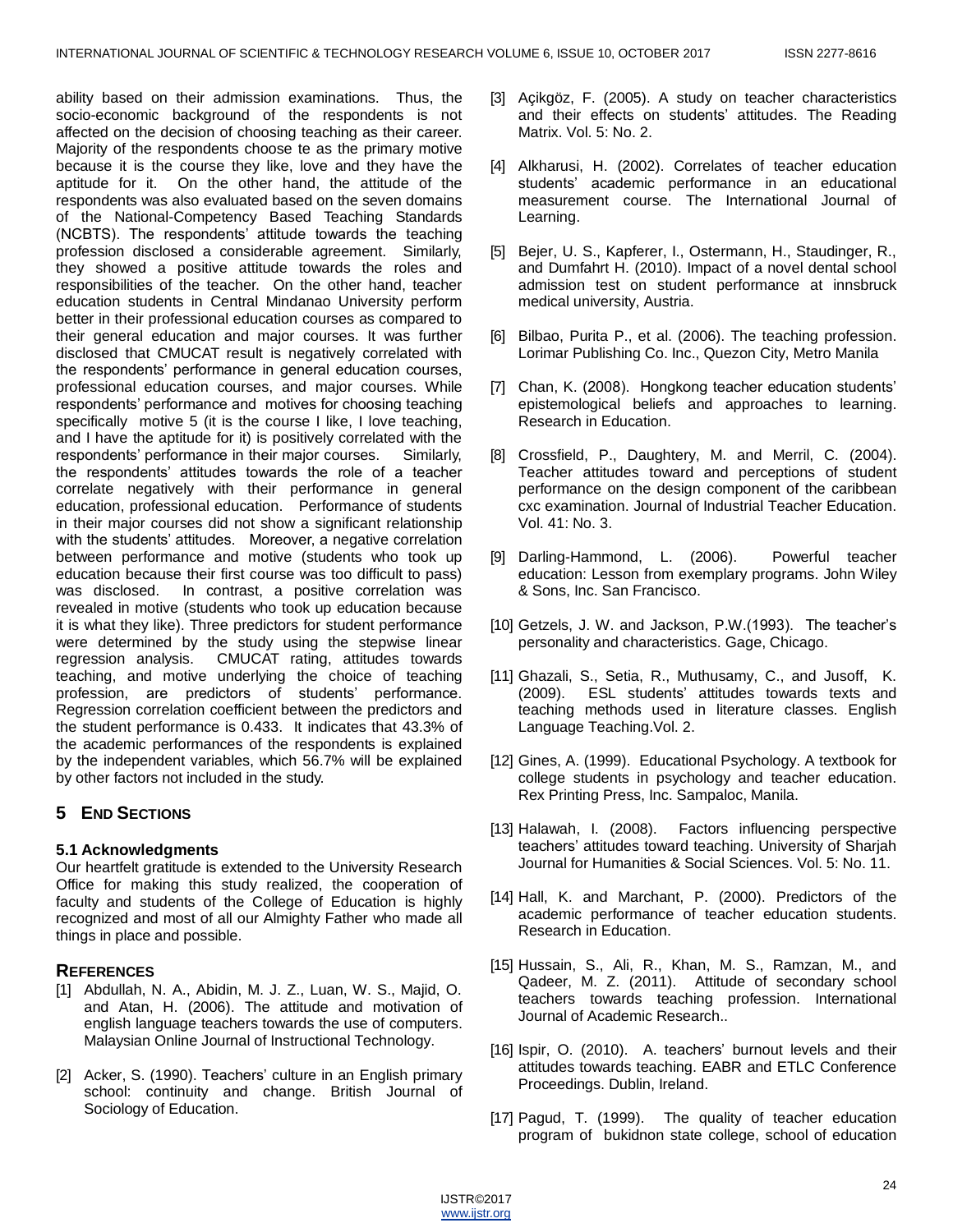ability based on their admission examinations. Thus, the socio-economic background of the respondents is not affected on the decision of choosing teaching as their career. Majority of the respondents choose te as the primary motive because it is the course they like, love and they have the aptitude for it. On the other hand, the attitude of the respondents was also evaluated based on the seven domains of the National-Competency Based Teaching Standards (NCBTS). The respondents' attitude towards the teaching profession disclosed a considerable agreement. Similarly, they showed a positive attitude towards the roles and responsibilities of the teacher. On the other hand, teacher education students in Central Mindanao University perform better in their professional education courses as compared to their general education and major courses. It was further disclosed that CMUCAT result is negatively correlated with the respondents' performance in general education courses, professional education courses, and major courses. While respondents' performance and motives for choosing teaching specifically motive 5 (it is the course I like, I love teaching, and I have the aptitude for it) is positively correlated with the respondents' performance in their major courses. Similarly, the respondents' attitudes towards the role of a teacher correlate negatively with their performance in general education, professional education. Performance of students in their major courses did not show a significant relationship with the students' attitudes. Moreover, a negative correlation between performance and motive (students who took up education because their first course was too difficult to pass) was disclosed. In contrast, a positive correlation was revealed in motive (students who took up education because it is what they like). Three predictors for student performance were determined by the study using the stepwise linear regression analysis. CMUCAT rating, attitudes towards teaching, and motive underlying the choice of teaching profession, are predictors of students' performance. Regression correlation coefficient between the predictors and the student performance is 0.433. It indicates that 43.3% of the academic performances of the respondents is explained by the independent variables, which 56.7% will be explained by other factors not included in the study.

## 5 End Sections

### 5.1 Acknowledgments

Our heartfelt gratitude is extended to the University Research Office for making this study realized, the cooperation of faculty and students of the College of Education is highly recognized and most of all our Almighty Father who made all things in place and possible.

## References

[1] Abdullah, N. A., Abidin, M. J. Z., Luan, W. S., Majid, O. and Atan, H. (2006). The attitude and motivation of english language teachers towards the use of computers. Malaysian Online Journal of Instructional Technology.

[2] Acker, S. (1990). Teachers' culture in an English primary school: continuity and change. British Journal of Sociology of Education.

[3] Açikgöz, F. (2005). A study on teacher characteristics and their effects on students' attitudes. The Reading Matrix. Vol. 5: No. 2.

[4] Alkharusi, H. (2002). Correlates of teacher education students' academic performance in an educational measurement course. The International Journal of Learning.

[5] Bejer, U. S., Kapferer, I., Ostermann, H., Staudinger, R., and Dumfahrt H. (2010). Impact of a novel dental school admission test on student performance at innsbruck medical university, Austria.

[6] Bilbao, Purita P., et al. (2006). The teaching profession. Lorimar Publishing Co. Inc., Quezon City, Metro Manila

[7] Chan, K. (2008). Hongkong teacher education students' epistemological beliefs and approaches to learning. Research in Education.

[8] Crossfield, P., Daughtery, M. and Merril, C. (2004). Teacher attitudes toward and perceptions of student performance on the design component of the caribbean cxc examination. Journal of Industrial Teacher Education. Vol. 41: No. 3.

[9] Darling-Hammond, L. (2006). Powerful teacher education: Lesson from exemplary programs. John Wiley & Sons, Inc. San Francisco.

[10] Getzels, J. W. and Jackson, P.W.(1993). The teacher's personality and characteristics. Gage, Chicago.

[11] Ghazali, S., Setia, R., Muthusamy, C., and Jusoff, K. (2009). ESL students' attitudes towards texts and teaching methods used in literature classes. English Language Teaching.Vol. 2.

[12] Gines, A. (1999). Educational Psychology. A textbook for college students in psychology and teacher education. Rex Printing Press, Inc. Sampaloc, Manila.

[13] Halawah, I. (2008). Factors influencing perspective teachers' attitudes toward teaching. University of Sharjah Journal for Humanities & Social Sciences. Vol. 5: No. 11.

[14] Hall, K. and Marchant, P. (2000). Predictors of the academic performance of teacher education students. Research in Education.

[15] Hussain, S., Ali, R., Khan, M. S., Ramzan, M., and Qadeer, M. Z. (2011). Attitude of secondary school teachers towards teaching profession. International Journal of Academic Research..

[16] Ispir, O. (2010). A. teachers' burnout levels and their attitudes towards teaching. EABR and ETLC Conference Proceedings. Dublin, Ireland.

[17] Pagud, T. (1999). The quality of teacher education program of bukidnon state college, school of education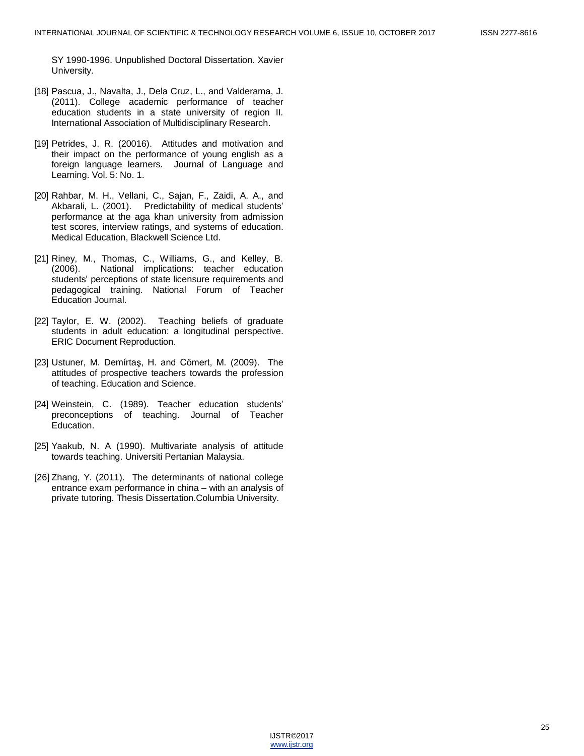SY 1990-1996. Unpublished Doctoral Dissertation. Xavier University.

[18] Pascua, J., Navalta, J., Dela Cruz, L., and Valderama, J. (2011). College academic performance of teacher education students in a state university of region II. International Association of Multidisciplinary Research.

[19] Petrides, J. R. (20016). Attitudes and motivation and their impact on the performance of young english as a foreign language learners. Journal of Language and Learning. Vol. 5: No. 1.

[20] Rahbar, M. H., Vellani, C., Sajan, F., Zaidi, A. A., and Akbarali, L. (2001). Predictability of medical students' performance at the aga khan university from admission test scores, interview ratings, and systems of education. Medical Education, Blackwell Science Ltd.

[21] Riney, M., Thomas, C., Williams, G., and Kelley, B. (2006). National implications: teacher education students' perceptions of state licensure requirements and pedagogical training. National Forum of Teacher Education Journal.

[22] Taylor, E. W. (2002). Teaching beliefs of graduate students in adult education: a longitudinal perspective. ERIC Document Reproduction.

[23] Ustuner, M. Demírtaş, H. and Cömert, M. (2009). The attitudes of prospective teachers towards the profession of teaching. Education and Science.

[24] Weinstein, C. (1989). Teacher education students' preconceptions of teaching. Journal of Teacher Education.

[25] Yaakub, N. A (1990). Multivariate analysis of attitude towards teaching. Universiti Pertanian Malaysia.

[26] Zhang, Y. (2011). The determinants of national college entrance exam performance in china – with an analysis of private tutoring. Thesis Dissertation.Columbia University.